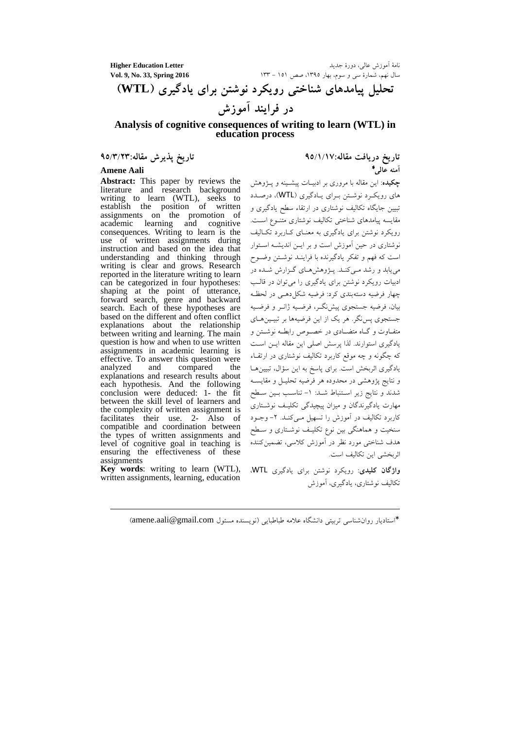# تحلیل پیامدهای شناختی رویکرد نوشتن برای یادگیری (WTL) در فرایند آموزش

## Analysis of cognitive consequences of writing to learn (WTL) in education process

**تاریخ دریافت مقاله:۹۵/۱/۱۷** **تاریخ پذیرش مقاله:۹۵/۳/۲۳**

**آمنه عالی***

**چکیده**: این مقاله با مروری بر ادبیات پیشینه و پژوهش های رویکرد نوشتن برای یادگیری (WTL)، درصدد تبیین جایگاه تکالیف نوشتاری در ارتقاء سطح یادگیری و مقایسه پیامدهای شناختی تکالیف نوشتاری متنوع است. رویکرد نوشتن برای یادگیری به معنای کاربرد تکالیف نوشتاری در حین آموزش است و بر این اندیشه استوار است که فهم و تفکر یادگیرنده با فرایند نوشتن وضوح می‌یابد و رشد می‌کند. پژوهش‌های گزارش شده در ادبیات رویکرد نوشتن برای یادگیری را می‌توان در قالب چهار فرضیه دسته‌بندی کرد: فرضیه شکل‌دهی در لحظه بیان، فرضیه جستجوی پیش‌نگر، فرضیه ژانر و فرضیه جستجوی پس‌نگر. هر یک از این فرضیه‌ها بر تبیین‌های متفاوت و گاه متضادی در خصوص رابطه نوشتن و یادگیری استوارند. لذا پرسش اصلی این مقاله این است که چگونه و چه موقع کاربرد تکالیف نوشتاری در ارتقاء یادگیری اثربخش است. برای پاسخ به این سؤال، تبیین‌ها و نتایج پژوهشی در محدوده هر فرضیه تحلیل و مقایسه شدند و نتایج زیر استنباط شد: ۱- تناسب بین سطح مهارت یادگیرندگان و میزان پیچیدگی تکلیف نوشتاری کاربرد تکالیف در آموزش را تسهیل می‌کند. ۲- وجود سنخیت و هماهنگی بین نوع تکلیف نوشتاری و سطح هدف شناختی مورد نظر در آموزش کلاسی، تضمین‌کننده اثربخشی این تکالیف است.

**واژگان کلیدی**: رویکرد نوشتن برای یادگیری WTL، تکالیف نوشتاری، یادگیری، آموزش

**Amene Aali**

**Abstract:** This paper by reviews the literature and research background writing to learn (WTL), seeks to establish the position of written assignments on the promotion of academic learning and cognitive consequences. Writing to learn is the use of written assignments during instruction and based on the idea that understanding and thinking through writing is clear and grows. Research reported in the literature writing to learn can be categorized in four hypotheses: shaping at the point of utterance, forward search, genre and backward search. Each of these hypotheses are based on the different and often conflict explanations about the relationship between writing and learning. The main question is how and when to use written assignments in academic learning is effective. To answer this question were analyzed and compared the explanations and research results about each hypothesis. And the following conclusion were deduced: 1- the fit between the skill level of learners and the complexity of written assignment is facilitates their use. 2- Also of compatible and coordination between the types of written assignments and level of cognitive goal in teaching is ensuring the effectiveness of these assignments

**Key words**: writing to learn (WTL), written assignments, learning, education

---

*استادیار روان‌شناسی تربیتی دانشگاه علامه طباطبایی (نویسنده مسئول amene.aali@gmail.com)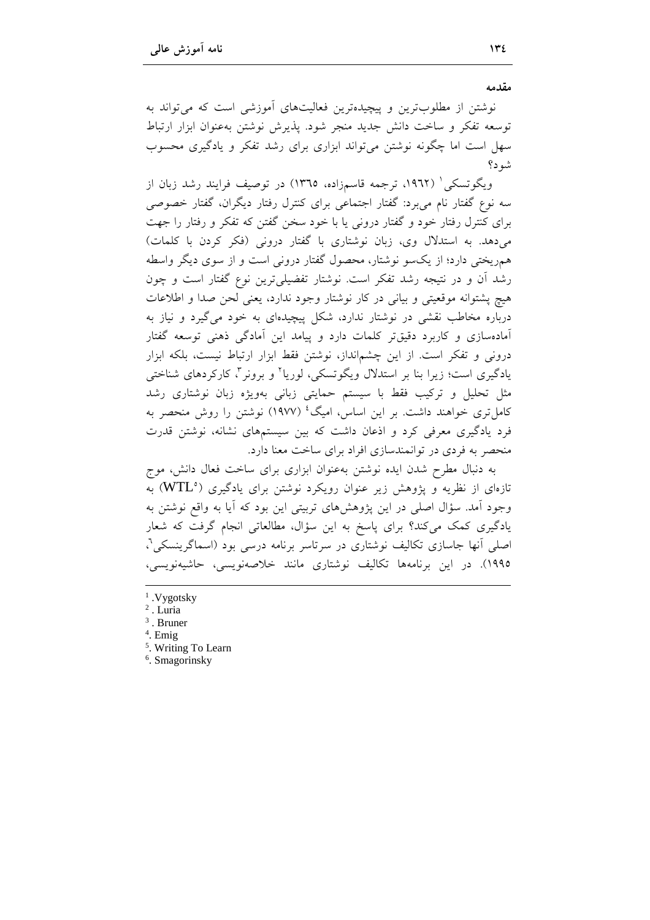### مقدمه

نوشتن از مطلوب‌ترین و پیچیده‌ترین فعالیت‌های آموزشی است که می‌تواند به توسعه تفکر و ساخت دانش جدید منجر شود. پذیرش نوشتن به‌عنوان ابزار ارتباط سهل است اما چگونه نوشتن می‌تواند ابزاری برای رشد تفکر و یادگیری محسوب شود؟

ویگوتسکی[1] (۱۹۶۲، ترجمه قاسم‌زاده، ۱۳۶۵) در توصیف فرایند رشد زبان از سه نوع گفتار نام می‌برد: گفتار اجتماعی برای کنترل رفتار دیگران، گفتار خصوصی برای کنترل رفتار خود و گفتار درونی یا با خود سخن گفتن که تفکر و رفتار را جهت می‌دهد. به استدلال وی، زبان نوشتاری با گفتار درونی (فکر کردن با کلمات) هم‌ریختی دارد؛ از یک‌سو نوشتار، محصول گفتار درونی است و از سوی دیگر واسطه رشد آن و در نتیجه رشد تفکر است. نوشتار تفضیلی‌ترین نوع گفتار است و چون هیچ پشتوانه موقعیتی و بیانی در کار نوشتار وجود ندارد، یعنی لحن صدا و اطلاعات درباره مخاطب نقشی در نوشتار ندارد، شکل پیچیده‌ای به خود می‌گیرد و نیاز به آماده‌سازی و کاربرد دقیق‌تر کلمات دارد و پیامد این آمادگی ذهنی توسعه گفتار درونی و تفکر است. از این چشم‌انداز، نوشتن فقط ابزار ارتباط نیست، بلکه ابزار یادگیری است؛ زیرا بنا بر استدلال ویگوتسکی، لوریا[2] و برونر[3]، کارکردهای شناختی مثل تحلیل و ترکیب فقط با سیستم حمایتی زبانی به‌ویژه زبان نوشتاری رشد کامل‌تری خواهند داشت. بر این اساس، امیگ[4] (۱۹۷۷) نوشتن را روش منحصر به فرد یادگیری معرفی کرد و اذعان داشت که بین سیستم‌های نشانه، نوشتن قدرت منحصر به فردی در توانمندسازی افراد برای ساخت معنا دارد.

به دنبال مطرح شدن ایده نوشتن به‌عنوان ابزاری برای ساخت فعال دانش، موج تازه‌ای از نظریه و پژوهش زیر عنوان رویکرد نوشتن برای یادگیری (WTL[5]) به وجود آمد. سؤال اصلی در این پژوهش‌های تربیتی این بود که آیا به واقع نوشتن به یادگیری کمک می‌کند؟ برای پاسخ به این سؤال، مطالعاتی انجام گرفت که شعار اصلی آنها جاسازی تکالیف نوشتاری در سرتاسر برنامه درسی بود (اسماگرینسکی[6]، ۱۹۹۵). در این برنامه‌ها تکالیف نوشتاری مانند خلاصه‌نویسی، حاشیه‌نویسی،

---

[1] .Vygotsky
[2] . Luria
[3] . Bruner
[4]. Emig
[5]. Writing To Learn
[6]. Smagorinsky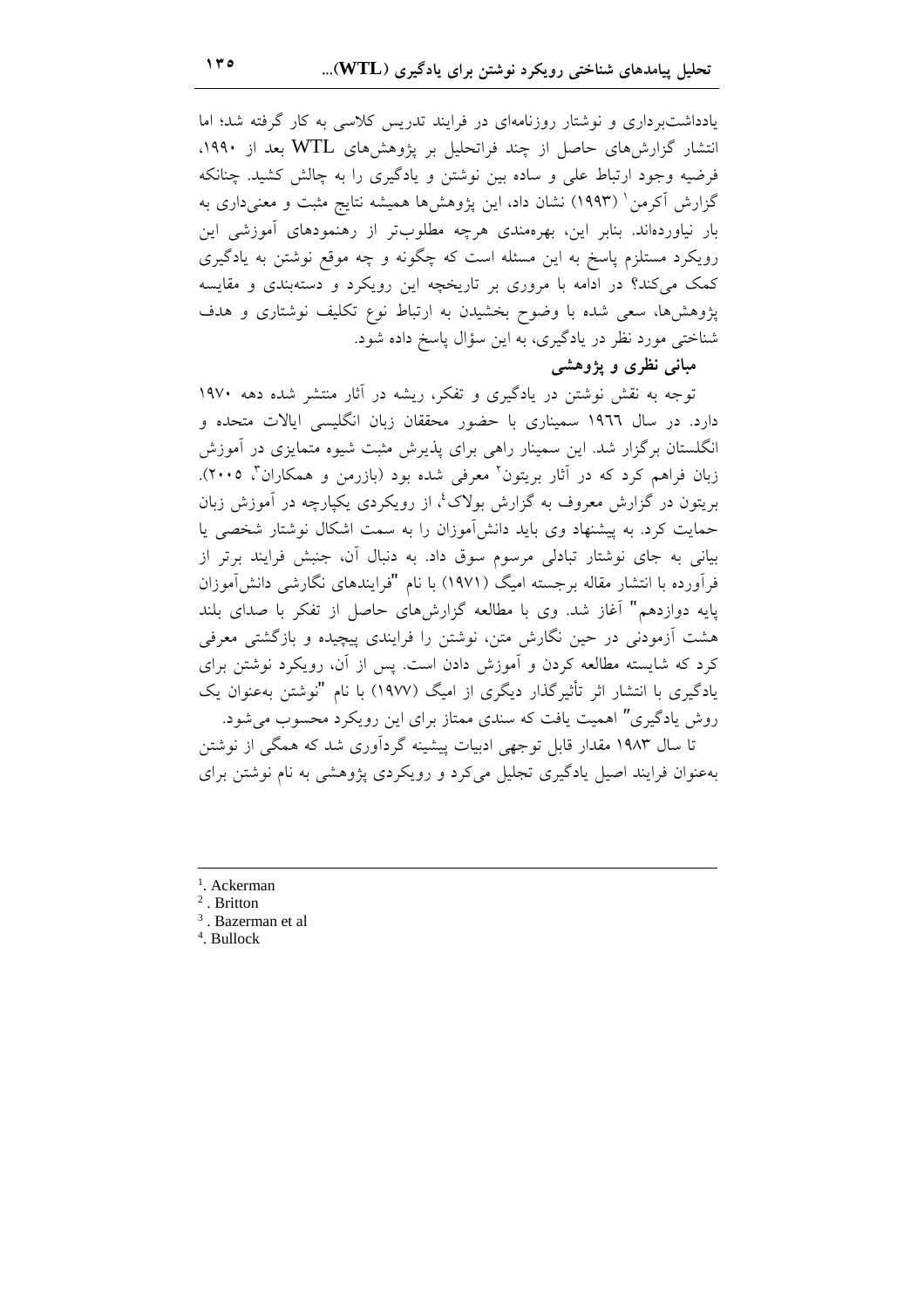یادداشت‌برداری و نوشتار روزنامه‌ای در فرایند تدریس کلاسی به کار گرفته شد؛ اما انتشار گزارش‌های حاصل از چند فراتحلیل بر پژوهش‌های WTL بعد از ۱۹۹۰، فرضیه وجود ارتباط علی و ساده بین نوشتن و یادگیری را به چالش کشید. چنانکه گزارش آکرمن[1] (۱۹۹۳) نشان داد، این پژوهش‌ها همیشه نتایج مثبت و معنی‌داری به بار نیاورده‌اند. بنابر این، بهره‌مندی هرچه مطلوب‌تر از رهنمودهای آموزشی این رویکرد مستلزم پاسخ به این مسئله است که چگونه و چه موقع نوشتن به یادگیری کمک می‌کند؟ در ادامه با مروری بر تاریخچه این رویکرد و دسته‌بندی و مقایسه پژوهش‌ها، سعی شده با وضوح بخشیدن به ارتباط نوع تکلیف نوشتاری و هدف شناختی مورد نظر در یادگیری، به این سؤال پاسخ داده شود.

### مبانی نظری و پژوهشی

توجه به نقش نوشتن در یادگیری و تفکر، ریشه در آثار منتشر شده دهه ۱۹۷۰ دارد. در سال ۱۹۶۶ سمیناری با حضور محققان زبان انگلیسی ایالات متحده و انگلستان برگزار شد. این سمینار راهی برای پذیرش مثبت شیوه متمایزی در آموزش زبان فراهم کرد که در آثار بریتون[2] معرفی شده بود (بازرمن و همکاران[3]، ۲۰۰۵). بریتون در گزارش معروف به گزارش بولاک[4]، از رویکردی یکپارچه در آموزش زبان حمایت کرد. به پیشنهاد وی باید دانش‌آموزان را به سمت اشکال نوشتار شخصی یا بیانی به جای نوشتار تبادلی مرسوم سوق داد. به دنبال آن، جنبش فرایند برتر از فرآورده با انتشار مقاله برجسته امیگ (۱۹۷۱) با نام "فرایندهای نگارشی دانش‌آموزان پایه دوازدهم" آغاز شد. وی با مطالعه گزارش‌های حاصل از تفکر با صدای بلند هشت آزمودنی در حین نگارش متن، نوشتن را فرایندی پیچیده و بازگشتی معرفی کرد که شایسته مطالعه کردن و آموزش دادن است. پس از آن، رویکرد نوشتن برای یادگیری با انتشار اثر تأثیرگذار دیگری از امیگ (۱۹۷۷) با نام "نوشتن به‌عنوان یک روش یادگیری" اهمیت یافت که سندی ممتاز برای این رویکرد محسوب می‌شود.

تا سال ۱۹۸۳ مقدار قابل توجهی ادبیات پیشینه گردآوری شد که همگی از نوشتن به‌عنوان فرایند اصیل یادگیری تجلیل می‌کرد و رویکردی پژوهشی به نام نوشتن برای

---

[1]. Ackerman
[2]. Britton
[3]. Bazerman et al
[4]. Bullock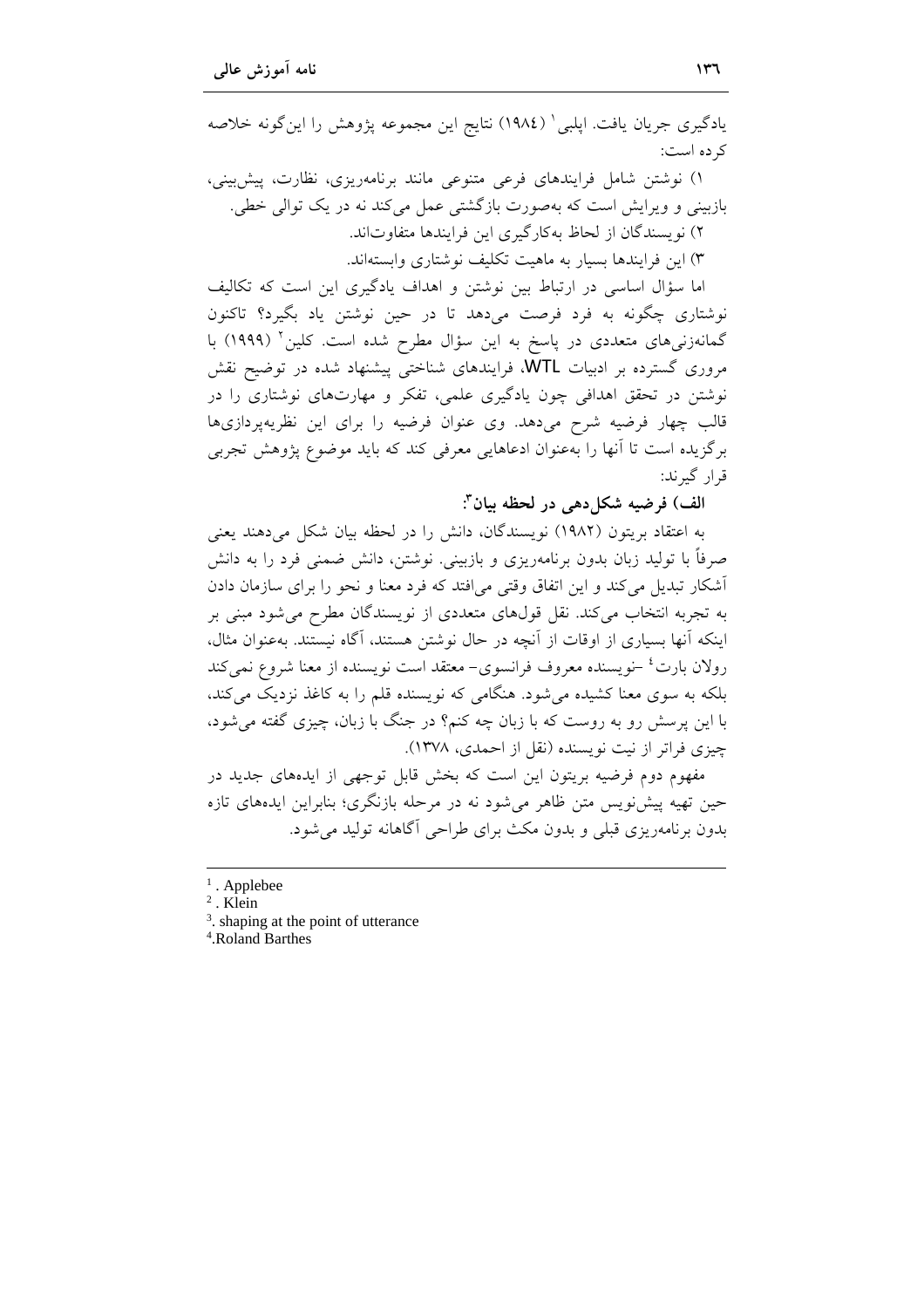یادگیری جریان یافت. اپلبی[1] (۱۹۸٤) نتایج این مجموعه پژوهش را این‌گونه خلاصه کرده است:

۱) نوشتن شامل فرایندهای فرعی متنوعی مانند برنامه‌ریزی، نظارت، پیش‌بینی، بازبینی و ویرایش است که به‌صورت بازگشتی عمل می‌کند نه در یک توالی خطی.

۲) نویسندگان از لحاظ به‌کارگیری این فرایندها متفاوت‌اند.

۳) این فرایندها بسیار به ماهیت تکلیف نوشتاری وابسته‌اند.

اما سؤال اساسی در ارتباط بین نوشتن و اهداف یادگیری این است که تکالیف نوشتاری چگونه به فرد فرصت می‌دهد تا در حین نوشتن یاد بگیرد؟ تاکنون گمانه‌زنی‌های متعددی در پاسخ به این سؤال مطرح شده است. کلین[2] (۱۹۹۹) با مروری گسترده بر ادبیات WTL، فرایندهای شناختی پیشنهاد شده در توضیح نقش نوشتن در تحقق اهدافی چون یادگیری علمی، تفکر و مهارت‌های نوشتاری را در قالب چهار فرضیه شرح می‌دهد. وی عنوان فرضیه را برای این نظریه‌پردازی‌ها برگزیده است تا آنها را به‌عنوان ادعاهایی معرفی کند که باید موضوع پژوهش تجربی قرار گیرند:

**الف) فرضیه شکل‌دهی در لحظه بیان[3]:**

به اعتقاد بریتون (۱۹۸۲) نویسندگان، دانش را در لحظه بیان شکل می‌دهند یعنی صرفاً با تولید زبان بدون برنامه‌ریزی و بازبینی. نوشتن، دانش ضمنی فرد را به دانش آشکار تبدیل می‌کند و این اتفاق وقتی می‌افتد که فرد معنا و نحو را برای سازمان دادن به تجربه انتخاب می‌کند. نقل قول‌های متعددی از نویسندگان مطرح می‌شود مبنی بر اینکه آنها بسیاری از اوقات از آنچه در حال نوشتن هستند، آگاه نیستند. به‌عنوان مثال، رولان بارت[4] –نویسنده معروف فرانسوی– معتقد است نویسنده از معنا شروع نمی‌کند بلکه به سوی معنا کشیده می‌شود. هنگامی که نویسنده قلم را به کاغذ نزدیک می‌کند، با این پرسش رو به روست که با زبان چه کنم؟ در جنگ با زبان، چیزی گفته می‌شود، چیزی فراتر از نیت نویسنده (نقل از احمدی، ۱۳۷۸).

مفهوم دوم فرضیه بریتون این است که بخش قابل توجهی از ایده‌های جدید در حین تهیه پیش‌نویس متن ظاهر می‌شود نه در مرحله بازنگری؛ بنابراین ایده‌های تازه بدون برنامه‌ریزی قبلی و بدون مکث برای طراحی آگاهانه تولید می‌شود.

---

[1]. Applebee

[2]. Klein

[3]. shaping at the point of utterance

[4]. Roland Barthes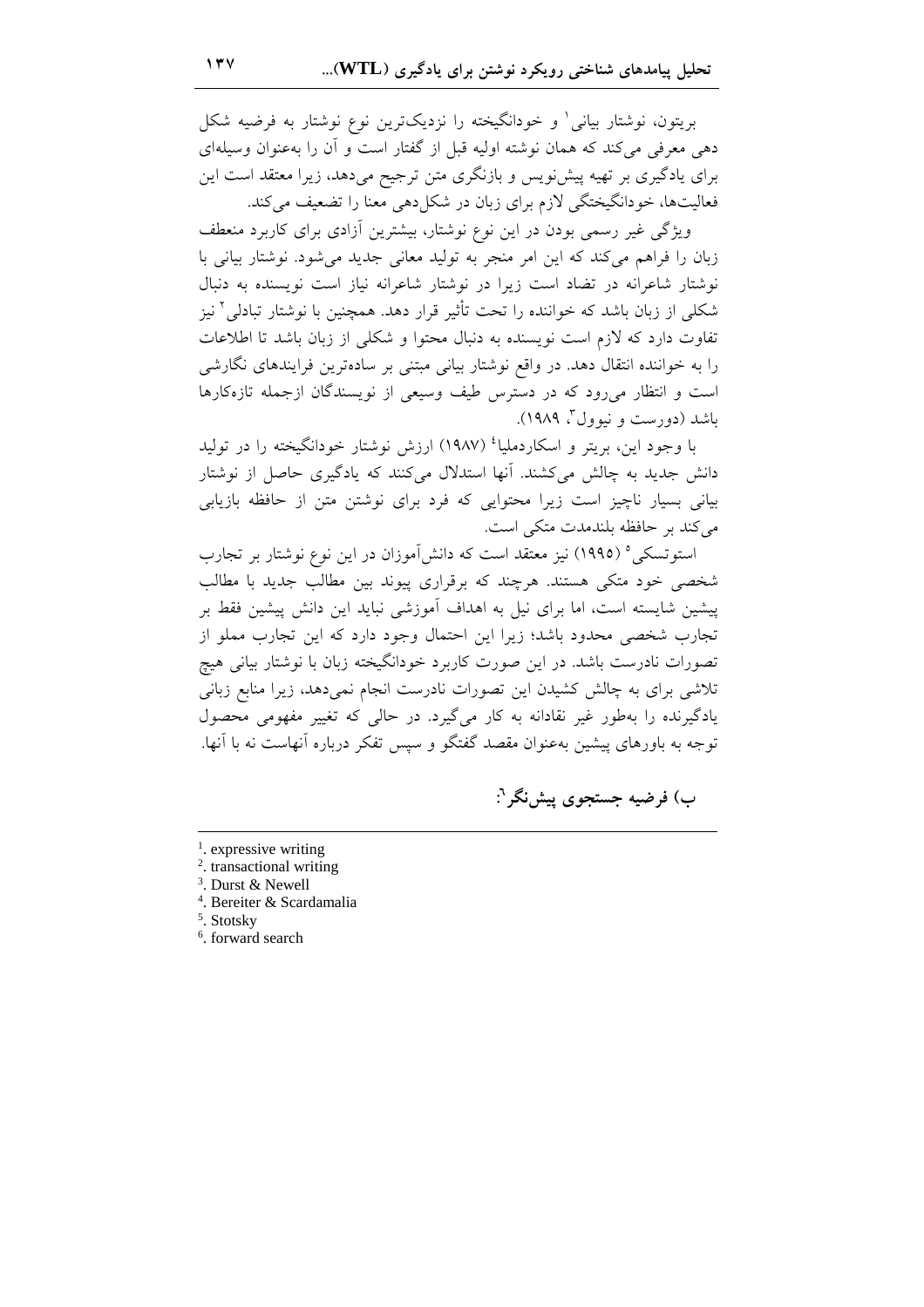بریتون، نوشتار بیانی[1] و خودانگیخته را نزدیک‌ترین نوع نوشتار به فرضیه شکل دهی معرفی می‌کند که همان نوشته اولیه قبل از گفتار است و آن را به‌عنوان وسیله‌ای برای یادگیری بر تهیه پیش‌نویس و بازنگری متن ترجیح می‌دهد، زیرا معتقد است این فعالیت‌ها، خودانگیختگی لازم برای زبان در شکل‌دهی معنا را تضعیف می‌کند.

ویژگی غیر رسمی بودن در این نوع نوشتار، بیشترین آزادی برای کاربرد منعطف زبان را فراهم می‌کند که این امر منجر به تولید معانی جدید می‌شود. نوشتار بیانی با نوشتار شاعرانه در تضاد است زیرا در نوشتار شاعرانه نیاز است نویسنده به دنبال شکلی از زبان باشد که خواننده را تحت تأثیر قرار دهد. همچنین با نوشتار تبادلی[2] نیز تفاوت دارد که لازم است نویسنده به دنبال محتوا و شکلی از زبان باشد تا اطلاعات را به خواننده انتقال دهد. در واقع نوشتار بیانی مبتنی بر ساده‌ترین فرایندهای نگارشی است و انتظار می‌رود که در دسترس طیف وسیعی از نویسندگان ازجمله تازه‌کارها باشد (دورست و نیوول[3]، ۱۹۸۹).

با وجود این، بریتر و اسکاردملیا[4] (۱۹۸۷) ارزش نوشتار خودانگیخته را در تولید دانش جدید به چالش می‌کشند. آنها استدلال می‌کنند که یادگیری حاصل از نوشتار بیانی بسیار ناچیز است زیرا محتوایی که فرد برای نوشتن متن از حافظه بازیابی می‌کند بر حافظه بلندمدت متکی است.

استوتسکی[5] (۱۹۹۵) نیز معتقد است که دانش‌آموزان در این نوع نوشتار بر تجارب شخصی خود متکی هستند. هرچند که برقراری پیوند بین مطالب جدید با مطالب پیشین شایسته است، اما برای نیل به اهداف آموزشی نباید این دانش پیشین فقط بر تجارب شخصی محدود باشد؛ زیرا این احتمال وجود دارد که این تجارب مملو از تصورات نادرست باشد. در این صورت کاربرد خودانگیخته زبان با نوشتار بیانی هیچ تلاشی برای به چالش کشیدن این تصورات نادرست انجام نمی‌دهد، زیرا منابع زبانی یادگیرنده را به‌طور غیر نقادانه به کار می‌گیرد. در حالی که تغییر مفهومی محصول توجه به باورهای پیشین به‌عنوان مقصد گفتگو و سپس تفکر درباره آنهاست نه با آنها.

### ب) فرضیه جستجوی پیش‌نگر[6]:

---

1. expressive writing
2. transactional writing
3. Durst & Newell
4. Bereiter & Scardamalia
5. Stotsky
6. forward search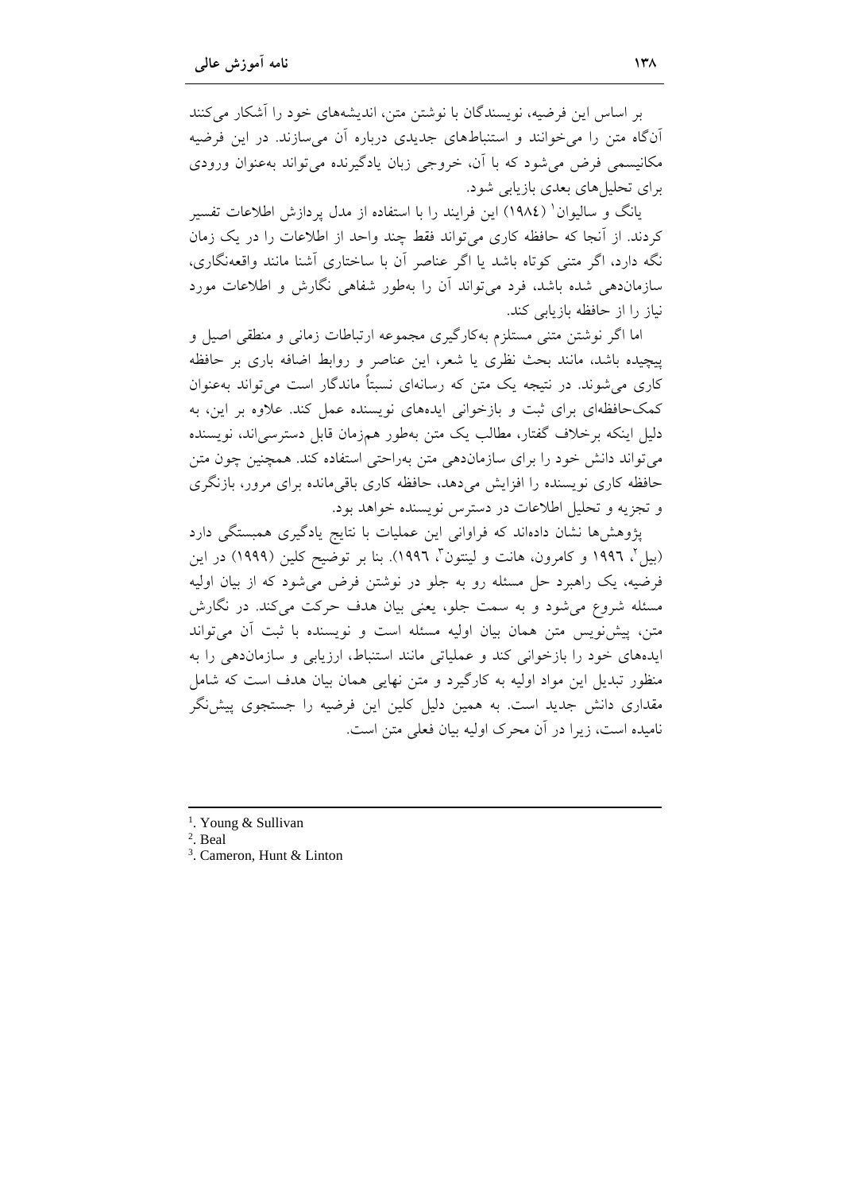بر اساس این فرضیه، نویسندگان با نوشتن متن، اندیشه‌های خود را آشکار می‌کنند آن‌گاه متن را می‌خوانند و استنباط‌های جدیدی درباره آن می‌سازند. در این فرضیه مکانیسمی فرض می‌شود که با آن، خروجی زبان یادگیرنده می‌تواند به‌عنوان ورودی برای تحلیل‌های بعدی بازیابی شود.

یانگ و سالیوان[1] (۱۹۸٤) این فرایند را با استفاده از مدل پردازش اطلاعات تفسیر کردند. از آنجا که حافظه کاری می‌تواند فقط چند واحد از اطلاعات را در یک زمان نگه دارد، اگر متنی کوتاه باشد یا اگر عناصر آن با ساختاری آشنا مانند واقعه‌نگاری، سازمان‌دهی شده باشد، فرد می‌تواند آن را به‌طور شفاهی نگارش و اطلاعات مورد نیاز را از حافظه بازیابی کند.

اما اگر نوشتن متنی مستلزم به‌کارگیری مجموعه ارتباطات زمانی و منطقی اصیل و پیچیده باشد، مانند بحث نظری یا شعر، این عناصر و روابط اضافه باری بر حافظه کاری می‌شوند. در نتیجه یک متن که رسانه‌ای نسبتاً ماندگار است می‌تواند به‌عنوان کمک‌حافظه‌ای برای ثبت و بازخوانی ایده‌های نویسنده عمل کند. علاوه بر این، به دلیل اینکه برخلاف گفتار، مطالب یک متن به‌طور هم‌زمان قابل دسترسی‌اند، نویسنده می‌تواند دانش خود را برای سازمان‌دهی متن به‌راحتی استفاده کند. همچنین چون متن حافظه کاری نویسنده را افزایش می‌دهد، حافظه کاری باقی‌مانده برای مرور، بازنگری و تجزیه و تحلیل اطلاعات در دسترس نویسنده خواهد بود.

پژوهش‌ها نشان داده‌اند که فراوانی این عملیات با نتایج یادگیری همبستگی دارد (بیل[2]، ۱۹۹٦ و کامرون، هانت و لینتون[3]، ۱۹۹٦). بنا بر توضیح کلین (۱۹۹۹) در این فرضیه، یک راهبرد حل مسئله رو به جلو در نوشتن فرض می‌شود که از بیان اولیه مسئله شروع می‌شود و به سمت جلو، یعنی بیان هدف حرکت می‌کند. در نگارش متن، پیش‌نویس متن همان بیان اولیه مسئله است و نویسنده با ثبت آن می‌تواند ایده‌های خود را بازخوانی کند و عملیاتی مانند استنباط، ارزیابی و سازمان‌دهی را به منظور تبدیل این مواد اولیه به کارگیرد و متن نهایی همان بیان هدف است که شامل مقداری دانش جدید است. به همین دلیل کلین این فرضیه را جستجوی پیش‌نگر نامیده است، زیرا در آن محرک اولیه بیان فعلی متن است.

---

[1]. Young & Sullivan

[2]. Beal

[3]. Cameron, Hunt & Linton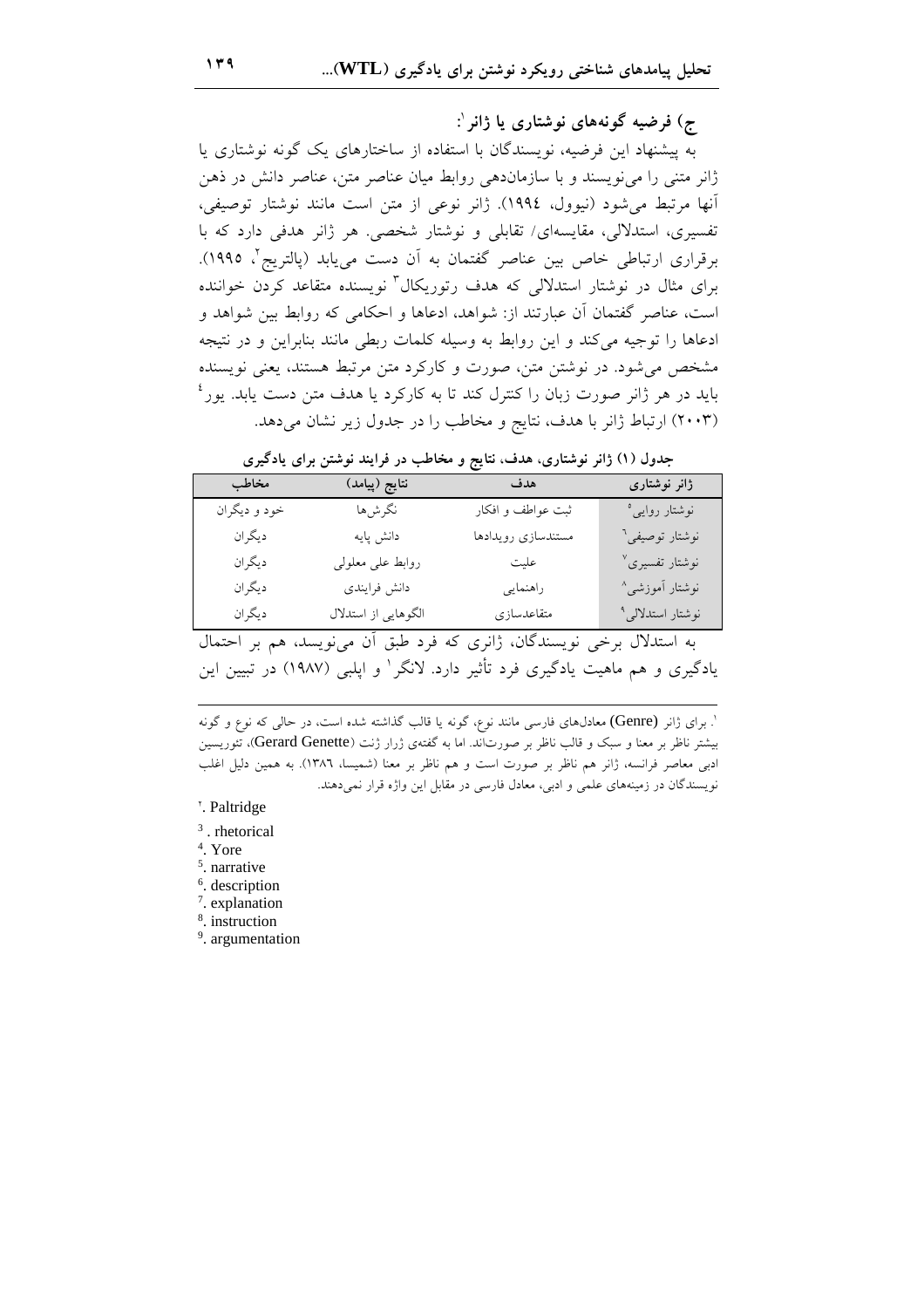### ج) فرضیه گونه‌های نوشتاری یا ژانر[1]:

به پیشنهاد این فرضیه، نویسندگان با استفاده از ساختارهای یک گونه نوشتاری یا ژانر متنی را می‌نویسند و با سازماندهی روابط میان عناصر متن، عناصر دانش در ذهن آنها مرتبط می‌شود (نیوول، ١٩٩٤). ژانر نوعی از متن است مانند نوشتار توصیفی، تفسیری، استدلالی، مقایسه‌ای/ تقابلی و نوشتار شخصی. هر ژانر هدفی دارد که با برقراری ارتباطی خاص بین عناصر گفتمان به آن دست می‌یابد (پالتریج[2]، ١٩٩٥). برای مثال در نوشتار استدلالی رتوریکال[3] نویسنده که هدف متقاعد کردن خواننده است، عناصر گفتمان آن عبارتند از: شواهد، ادعاها و احکامی که روابط بین شواهد و ادعاها را توجیه می‌کند و این روابط به وسیله کلمات ربطی مانند بنابراین و در نتیجه مشخص می‌شود. در نوشتن متن، صورت و کارکرد متن مرتبط هستند، یعنی نویسنده باید در هر ژانر صورت زبان را کنترل کند تا به کارکرد یا هدف متن دست یابد. یور[4] (٢٠٠٣) ارتباط ژانر با هدف، نتایج و مخاطب را در جدول زیر نشان می‌دهد.

**جدول (١) ژانر نوشتاری، هدف، نتایج و مخاطب در فرایند نوشتن برای یادگیری**

| ژانر نوشتاری | هدف | نتایج (پیامد) | مخاطب |
|---|---|---|---|
| نوشتار روایی[5] | ثبت عواطف و افکار | نگرش‌ها | خود و دیگران |
| نوشتار توصیفی[6] | مستندسازی رویدادها | دانش پایه | دیگران |
| نوشتار تفسیری[7] | علیت | روابط علی معلولی | دیگران |
| نوشتار آموزشی[8] | راهنمایی | دانش فرایندی | دیگران |
| نوشتار استدلالی[9] | متقاعدسازی | الگوهایی از استدلال | دیگران |

به استدلال برخی نویسندگان، ژانری که فرد طبق آن می‌نویسد، هم بر احتمال یادگیری و هم ماهیت یادگیری فرد تأثیر دارد. لانگر[1] و اپلبی (١٩٨٧) در تبیین این

---

[1]. برای ژانر (Genre) معادل‌های فارسی مانند نوع، گونه یا قالب گذاشته شده است، در حالی که نوع و گونه بیشتر ناظر بر معنا و سبک و قالب ناظر بر صورت‌اند. اما به گفته‌ی ژرار ژنت (Gerard Genette)، تئوریسین ادبی معاصر فرانسه، ژانر هم ناظر بر صورت است و هم ناظر بر معنا (شمیسا، ١٣٨٦). به همین دلیل اغلب نویسندگان در زمینه‌های علمی و ادبی، معادل فارسی در مقابل این واژه قرار نمی‌دهند.

[2]. Paltridge

[3]. rhetorical

[4]. Yore

[5]. narrative

[6]. description

[7]. explanation

[8]. instruction

[9]. argumentation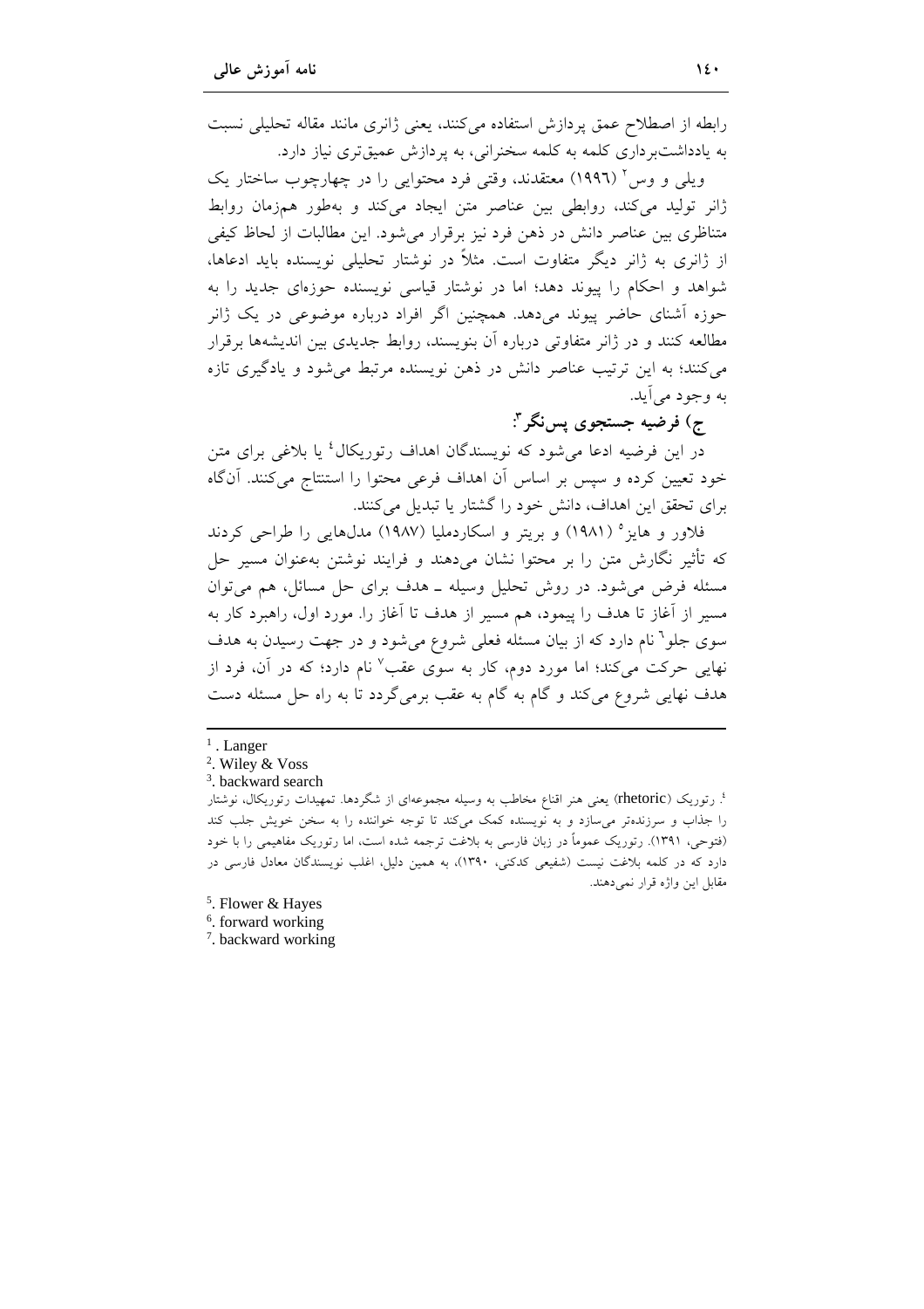رابطه از اصطلاح عمق پردازش استفاده می‌کنند، یعنی ژانری مانند مقاله تحلیلی نسبت به یادداشت‌برداری کلمه به کلمه سخنرانی، به پردازش عمیق‌تری نیاز دارد.

ویلی و وس[2] (۱۹۹۶) معتقدند، وقتی فرد محتوایی را در چهارچوب ساختار یک ژانر تولید می‌کند، روابطی بین عناصر متن ایجاد می‌کند و به‌طور همزمان روابط متناظری بین عناصر دانش در ذهن فرد نیز برقرار می‌شود. این مطالبات از لحاظ کیفی از ژانری به ژانر دیگر متفاوت است. مثلاً در نوشتار تحلیلی نویسنده باید ادعاها، شواهد و احکام را پیوند دهد؛ اما در نوشتار قیاسی نویسنده حوزه‌ای جدید را به حوزه آشنای حاضر پیوند می‌دهد. همچنین اگر افراد درباره موضوعی در یک ژانر مطالعه کنند و در ژانر متفاوتی درباره آن بنویسند، روابط جدیدی بین اندیشه‌ها برقرار می‌کنند؛ به این ترتیب عناصر دانش در ذهن نویسنده مرتبط می‌شود و یادگیری تازه به وجود می‌آید.

### ج) فرضیه جستجوی پس‌نگر[3]:

در این فرضیه ادعا می‌شود که نویسندگان اهداف رتوریکال[4] یا بلاغی برای متن خود تعیین کرده و سپس بر اساس آن اهداف فرعی محتوا را استنتاج می‌کنند. آن‌گاه برای تحقق این اهداف، دانش خود را گشتار یا تبدیل می‌کنند.

فلاور و هایز[5] (۱۹۸۱) و بریتر و اسکاردملیا (۱۹۸۷) مدل‌هایی را طراحی کردند که تأثیر نگارش متن را بر محتوا نشان می‌دهند و فرایند نوشتن به‌عنوان مسیر حل مسئله فرض می‌شود. در روش تحلیل وسیله ـ هدف برای حل مسائل، هم می‌توان مسیر از آغاز تا هدف را پیمود، هم مسیر از هدف تا آغاز را. مورد اول، راهبرد کار به سوی جلو[6] نام دارد که از بیان مسئله فعلی شروع می‌شود و در جهت رسیدن به هدف نهایی حرکت می‌کند؛ اما مورد دوم، کار به سوی عقب[7] نام دارد؛ که در آن، فرد از هدف نهایی شروع می‌کند و گام به گام به عقب برمی‌گردد تا به راه حل مسئله دست

---

[1]. Langer

[2]. Wiley & Voss

[3]. backward search

[4]. رتوریک (rhetoric) یعنی هنر اقناع مخاطب به وسیله مجموعه‌ای از شگردها. تمهیدات رتوریکال، نوشتار را جذاب و سرزنده‌تر می‌سازد و به نویسنده کمک می‌کند تا توجه خواننده را به سخن خویش جلب کند (فتوحی، ۱۳۹۱). رتوریک عموماً در زبان فارسی به بلاغت ترجمه شده است، اما رتوریک مفاهیمی را با خود دارد که در کلمه بلاغت نیست (شفیعی کدکنی، ۱۳۹۰)، به همین دلیل، اغلب نویسندگان معادل فارسی در مقابل این واژه قرار نمی‌دهند.

[5]. Flower & Hayes

[6]. forward working

[7]. backward working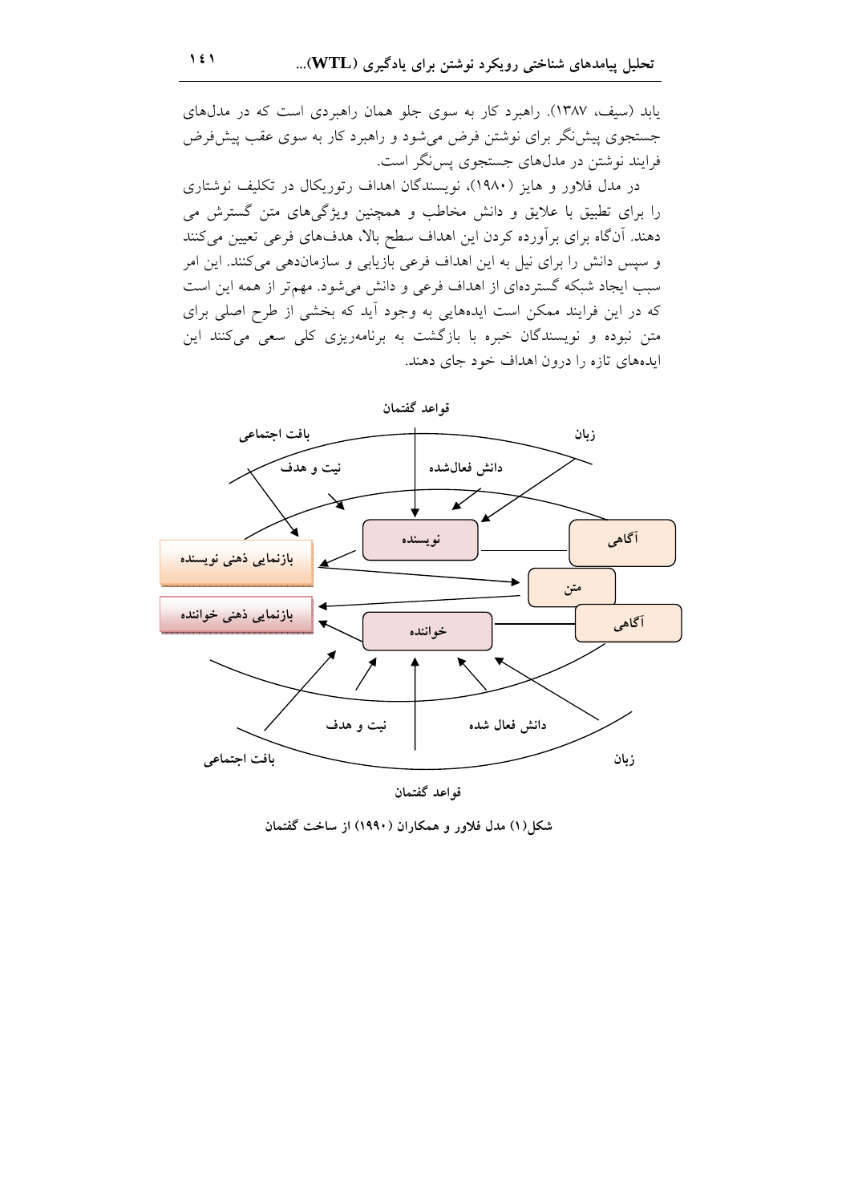یابد (سیف، ۱۳۸۷). راهبرد کار به سوی جلو همان راهبردی است که در مدل‌های جستجوی پیش‌نگر برای نوشتن فرض می‌شود و راهبرد کار به سوی عقب پیش‌فرض فرایند نوشتن در مدل‌های جستجوی پس‌نگر است.

در مدل فلاور و هایز (۱۹۸۰)، نویسندگان اهداف رتوریکال در تکلیف نوشتاری را برای تطبیق با علایق و دانش مخاطب و همچنین ویژگی‌های متن گسترش می دهند. آن‌گاه برای برآورده کردن این اهداف سطح بالا، هدف‌های فرعی تعیین می‌کنند و سپس دانش را برای نیل به این اهداف فرعی بازیابی و سازمان‌دهی می‌کنند. این امر سبب ایجاد شبکه گسترده‌ای از اهداف فرعی و دانش می‌شود. مهم‌تر از همه این است که در این فرایند ممکن است ایده‌هایی به وجود آید که بخشی از طرح اصلی برای متن نبوده و نویسندگان خبره با بازگشت به برنامه‌ریزی کلی سعی می‌کنند این ایده‌های تازه را درون اهداف خود جای دهند.

قواعد گفتمان

بافت اجتماعی — زبان

نیت و هدف — دانش فعال‌شده

نویسنده — آگاهی

بازنمایی ذهنی نویسنده

متن

بازنمایی ذهنی خواننده

خواننده — آگاهی

نیت و هدف — دانش فعال شده

بافت اجتماعی — زبان

قواعد گفتمان

شکل(۱) مدل فلاور و همکاران (۱۹۹۰) از ساخت گفتمان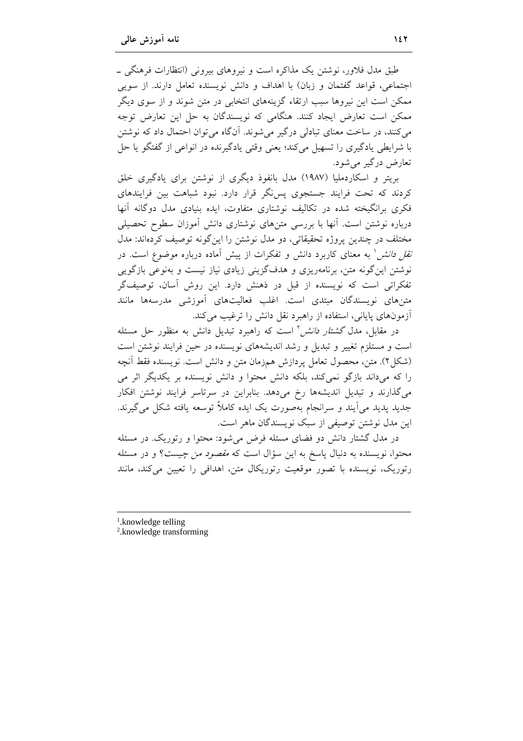طبق مدل فلاور، نوشتن یک مذاکره است و نیروهای بیرونی (انتظارات فرهنگی ـ اجتماعی، قواعد گفتمان و زبان) با اهداف و دانش نویسنده تعامل دارند. از سویی ممکن است این نیروها سبب ارتقاء گزینه‌های انتخابی در متن شوند و از سوی دیگر ممکن است تعارض ایجاد کنند. هنگامی که نویسندگان به حل این تعارض توجه می‌کنند، در ساخت معنای تبادلی درگیر می‌شوند. آن‌گاه می‌توان احتمال داد که نوشتن با شرایطی یادگیری را تسهیل می‌کند؛ یعنی وقتی یادگیرنده در انواعی از گفتگو یا حل تعارض درگیر می‌شود.

بریتر و اسکاردملیا (۱۹۸۷) مدل بانفوذ دیگری از نوشتن برای یادگیری خلق کردند که تحت فرایند جستجوی پس‌نگر قرار دارد. نبود شباهت بین فرایندهای فکری برانگیخته شده در تکالیف نوشتاری متفاوت، ایده بنیادی مدل دوگانه آنها درباره نوشتن است. آنها با بررسی متن‌های نوشتاری دانش آموزان سطوح تحصیلی مختلف در چندین پروژه تحقیقاتی، دو مدل نوشتن را این‌گونه توصیف کرده‌اند: مدل *نقل دانش*[1] به معنای کاربرد دانش و تفکرات از پیش آماده درباره موضوع است. در نوشتن این‌گونه متن، برنامه‌ریزی و هدف‌گزینی زیادی نیاز نیست و به‌نوعی بازگویی تفکراتی است که نویسنده از قبل در ذهنش دارد. این روش آسان، توصیف‌گر متن‌های نویسندگان مبتدی است. اغلب فعالیت‌های آموزشی مدرسه‌ها مانند آزمون‌های پایانی، استفاده از راهبرد نقل دانش را ترغیب می‌کند.

در مقابل، مدل *گشتار دانش*[2] است که راهبرد تبدیل دانش به منظور حل مسئله است و مستلزم تغییر و تبدیل و رشد اندیشه‌های نویسنده در حین فرایند نوشتن است (شکل۲). متن، محصول تعامل پردازش هم‌زمان متن و دانش است. نویسنده فقط آنچه را که می‌داند بازگو نمی‌کند، بلکه دانش محتوا و دانش نویسنده بر یکدیگر اثر می گذارند و تبدیل اندیشه‌ها رخ می‌دهد. بنابراین در سرتاسر فرایند نوشتن افکار جدید پدید می‌آیند و سرانجام به‌صورت یک ایده کاملاً توسعه یافته شکل می‌گیرند. این مدل نوشتن توصیفی از سبک نویسندگان ماهر است.

در مدل گشتار دانش دو فضای مسئله فرض می‌شود: محتوا و رتوریک. در مسئله محتوا، نویسنده به دنبال پاسخ به این سؤال است که *مقصود من* چیست؟ و در مسئله رتوریک، نویسنده با تصور موقعیت رتوریکال متن، اهدافی را تعیین می‌کند، مانند

---

[1]. knowledge telling

[2]. knowledge transforming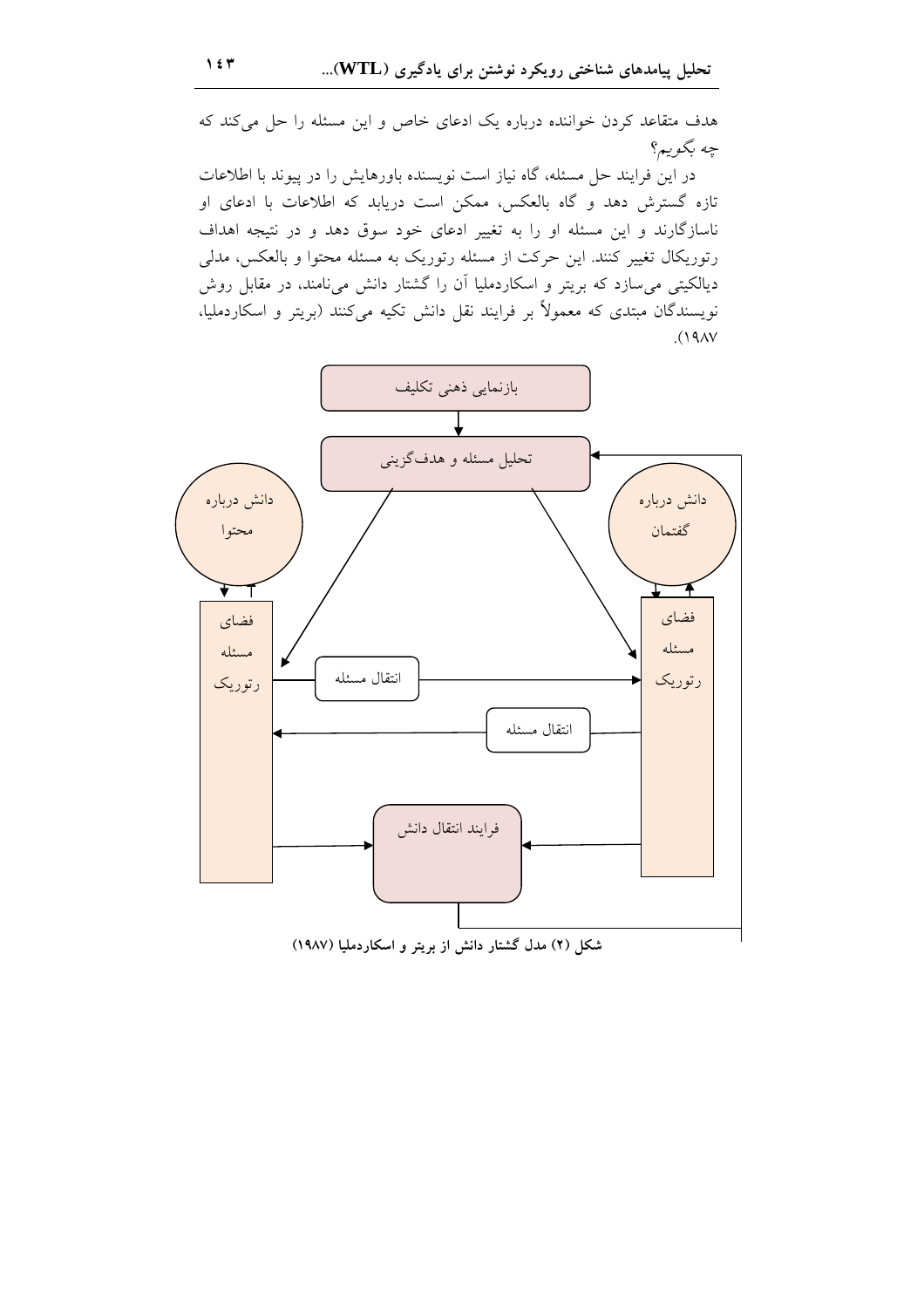هدف متقاعد کردن خواننده درباره یک ادعای خاص و این مسئله را حل می‌کند که چه بگوییم؟

در این فرایند حل مسئله، گاه نیاز است نویسنده باورهایش را در پیوند با اطلاعات تازه گسترش دهد و گاه بالعکس، ممکن است دریابد که اطلاعات با ادعای او ناسازگارند و این مسئله او را به تغییر ادعای خود سوق دهد و در نتیجه اهداف رتوریکال تغییر کنند. این حرکت از مسئله رتوریک به مسئله محتوا و بالعکس، مدلی دیالکیتی می‌سازد که بریتر و اسکاردملیا آن را گشتار دانش می‌نامند، در مقابل روش نویسندگان مبتدی که معمولاً بر فرایند نقل دانش تکیه می‌کنند (بریتر و اسکاردملیا، ۱۹۸۷).

بازنمایی ذهنی تکلیف

تحلیل مسئله و هدف‌گزینی

دانش درباره محتوا

دانش درباره گفتمان

فضای مسئله رتوریک

فضای مسئله رتوریک

انتقال مسئله

انتقال مسئله

فرایند انتقال دانش

**شکل (۲) مدل گشتار دانش از بریتر و اسکاردملیا (۱۹۸۷)**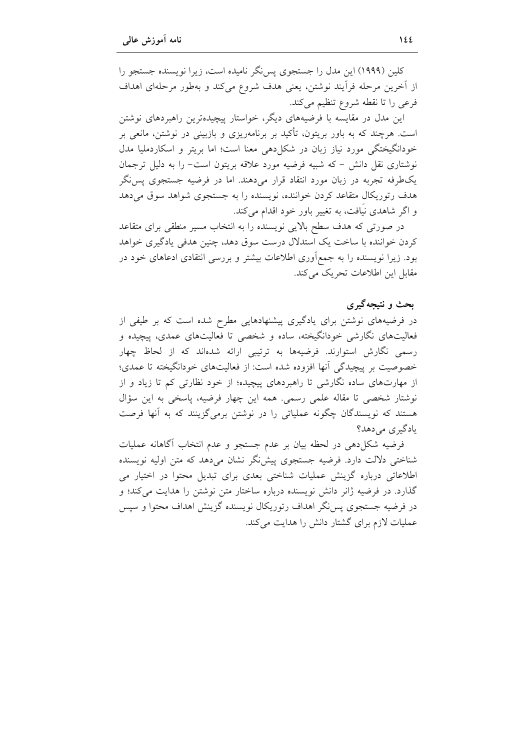کلین (۱۹۹۹) این مدل را جستجوی پس‌نگر نامیده است، زیرا نویسنده جستجو را از آخرین مرحله فرآیند نوشتن، یعنی هدف شروع می‌کند و به‌طور مرحله‌ای اهداف فرعی را تا نقطه شروع تنظیم می‌کند.

این مدل در مقایسه با فرضیه‌های دیگر، خواستار پیچیده‌ترین راهبردهای نوشتن است. هرچند که به باور بریتون، تأکید بر برنامه‌ریزی و بازبینی در نوشتن، مانعی بر خودانگیختگی مورد نیاز زبان در شکل‌دهی معنا است؛ اما بریتر و اسکاردملیا مدل نوشتاری نقل دانش – که شبیه فرضیه مورد علاقه بریتون است– را به دلیل ترجمان یک‌طرفه تجربه در زبان مورد انتقاد قرار می‌دهند. اما در فرضیه جستجوی پس‌نگر هدف رتوریکال متقاعد کردن خواننده، نویسنده را به جستجوی شواهد سوق می‌دهد و اگر شاهدی نیافت، به تغییر باور خود اقدام می‌کند.

در صورتی که هدف سطح بالایی نویسنده را به انتخاب مسیر منطقی برای متقاعد کردن خواننده با ساخت یک استدلال درست سوق دهد، چنین هدفی یادگیری خواهد بود. زیرا نویسنده را به جمع‌آوری اطلاعات بیشتر و بررسی انتقادی ادعاهای خود در مقابل این اطلاعات تحریک می‌کند.

## بحث و نتیجه‌گیری

در فرضیه‌های نوشتن برای یادگیری پیشنهادهایی مطرح شده است که بر طیفی از فعالیت‌های نگارشی خودانگیخته، ساده و شخصی تا فعالیت‌های عمدی، پیچیده و رسمی نگارش استوارند. فرضیه‌ها به ترتیبی ارائه شده‌اند که از لحاظ چهار خصوصیت بر پیچیدگی آنها افزوده شده است: از فعالیت‌های خودانگیخته تا عمدی؛ از مهارت‌های ساده نگارشی تا راهبردهای پیچیده؛ از خود نظارتی کم تا زیاد و از نوشتار شخصی تا مقاله علمی رسمی. همه این چهار فرضیه، پاسخی به این سؤال هستند که نویسندگان چگونه عملیاتی را در نوشتن برمی‌گزینند که به آنها فرصت یادگیری می‌دهد؟

فرضیه شکل‌دهی در لحظه بیان بر عدم جستجو و عدم انتخاب آگاهانه عملیات شناختی دلالت دارد. فرضیه جستجوی پیش‌نگر نشان می‌دهد که متن اولیه نویسنده اطلاعاتی درباره گزینش عملیات شناختی بعدی برای تبدیل محتوا در اختیار می گذارد. در فرضیه ژانر دانش نویسنده درباره ساختار متن نوشتن را هدایت می‌کند؛ و در فرضیه جستجوی پس‌نگر اهداف رتوریکال نویسنده گزینش اهداف محتوا و سپس عملیات لازم برای گشتار دانش را هدایت می‌کند.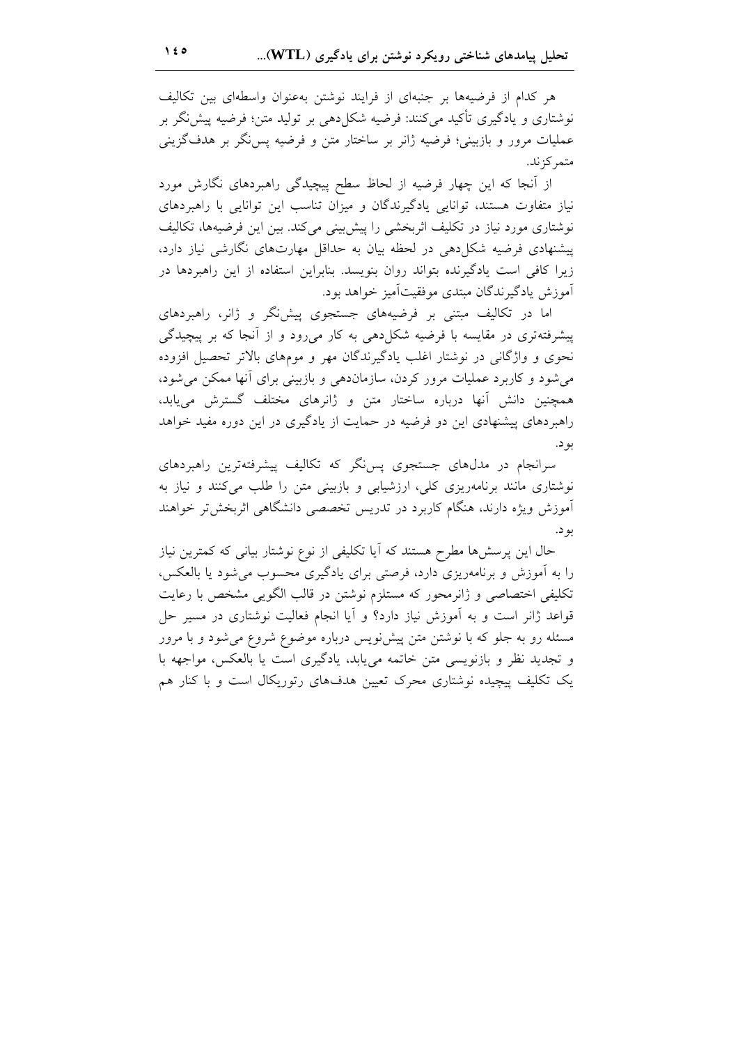هر کدام از فرضیه‌ها بر جنبه‌ای از فرایند نوشتن به‌عنوان واسطه‌ای بین تکالیف نوشتاری و یادگیری تأکید می‌کنند: فرضیه شکل‌دهی بر تولید متن؛ فرضیه پیش‌نگر بر عملیات مرور و بازبینی؛ فرضیه ژانر بر ساختار متن و فرضیه پس‌نگر بر هدف‌گزینی متمرکزند.

از آنجا که این چهار فرضیه از لحاظ سطح پیچیدگی راهبردهای نگارش مورد نیاز متفاوت هستند، توانایی یادگیرندگان و میزان تناسب این توانایی با راهبردهای نوشتاری مورد نیاز در تکلیف اثربخشی را پیش‌بینی می‌کند. بین این فرضیه‌ها، تکالیف پیشنهادی فرضیه شکل‌دهی در لحظه بیان به حداقل مهارت‌های نگارشی نیاز دارد، زیرا کافی است یادگیرنده بتواند روان بنویسد. بنابراین استفاده از این راهبردها در آموزش یادگیرندگان مبتدی موفقیت‌آمیز خواهد بود.

اما در تکالیف مبتنی بر فرضیه‌های جستجوی پیش‌نگر و ژانر، راهبردهای پیشرفته‌تری در مقایسه با فرضیه شکل‌دهی به کار می‌رود و از آنجا که بر پیچیدگی نحوی و واژگانی در نوشتار اغلب یادگیرندگان مهر و موم‌های بالاتر تحصیل افزوده می‌شود و کاربرد عملیات مرور کردن، سازمان‌دهی و بازبینی برای آنها ممکن می‌شود، همچنین دانش آنها درباره ساختار متن و ژانرهای مختلف گسترش می‌یابد، راهبردهای پیشنهادی این دو فرضیه در حمایت از یادگیری در این دوره مفید خواهد بود.

سرانجام در مدل‌های جستجوی پس‌نگر که تکالیف پیشرفته‌ترین راهبردهای نوشتاری مانند برنامه‌ریزی کلی، ارزشیابی و بازبینی متن را طلب می‌کنند و نیاز به آموزش ویژه دارند، هنگام کاربرد در تدریس تخصصی دانشگاهی اثربخش‌تر خواهند بود.

حال این پرسش‌ها مطرح هستند که آیا تکلیفی از نوع نوشتار بیانی که کمترین نیاز را به آموزش و برنامه‌ریزی دارد، فرصتی برای یادگیری محسوب می‌شود یا بالعکس، تکلیفی اختصاصی و ژانرمحور که مستلزم نوشتن در قالب الگویی مشخص با رعایت قواعد ژانر است و به آموزش نیاز دارد؟ و آیا انجام فعالیت نوشتاری در مسیر حل مسئله رو به جلو که با نوشتن متن پیش‌نویس درباره موضوع شروع می‌شود و با مرور و تجدید نظر و بازنویسی متن خاتمه می‌یابد، یادگیری است یا بالعکس، مواجهه با یک تکلیف پیچیده نوشتاری محرک تعیین هدف‌های رتوریکال است و با کنار هم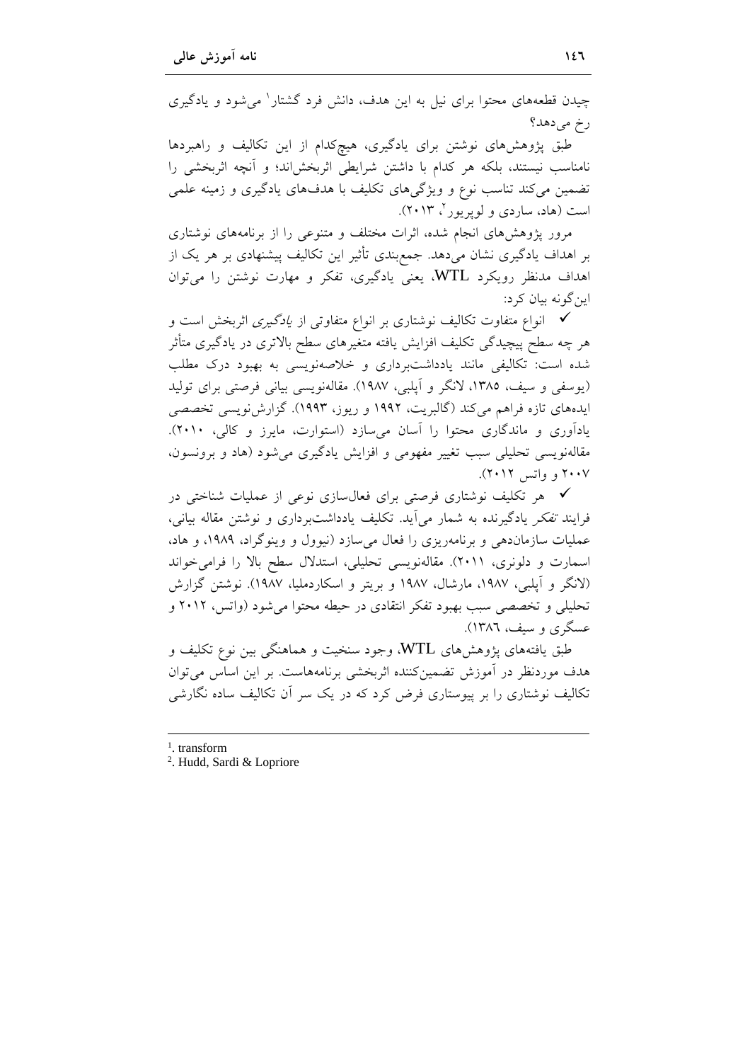چیدن قطعه‌های محتوا برای نیل به این هدف، دانش فرد گشتار[1] می‌شود و یادگیری رخ می‌دهد؟

طبق پژوهش‌های نوشتن برای یادگیری، هیچ‌کدام از این تکالیف و راهبردها نامناسب نیستند، بلکه هر کدام با داشتن شرایطی اثربخش‌اند؛ و آنچه اثربخشی را تضمین می‌کند تناسب نوع و ویژگی‌های تکلیف با هدف‌های یادگیری و زمینه علمی است (هاد، ساردی و لوپریور[2]، ۲۰۱۳).

مرور پژوهش‌های انجام شده، اثرات مختلف و متنوعی را از برنامه‌های نوشتاری بر اهداف یادگیری نشان می‌دهد. جمع‌بندی تأثیر این تکالیف پیشنهادی بر هر یک از اهداف مدنظر رویکرد WTL، یعنی یادگیری، تفکر و مهارت نوشتن را می‌توان این‌گونه بیان کرد:

- ✓ انواع متفاوت تکالیف نوشتاری بر انواع متفاوتی از *یادگیری* اثربخش است و هر چه سطح پیچیدگی تکلیف افزایش یافته متغیرهای سطح بالاتری در یادگیری متأثر شده است: تکالیفی مانند یادداشت‌برداری و خلاصه‌نویسی به بهبود درک مطلب (یوسفی و سیف، ۱۳۸۵، لانگر و آپلبی، ۱۹۸۷). مقاله‌نویسی بیانی فرصتی برای تولید ایده‌های تازه فراهم می‌کند (گالبریت، ۱۹۹۲ و ریوز، ۱۹۹۳). گزارش‌نویسی تخصصی یادآوری و ماندگاری محتوا را آسان می‌سازد (استوارت، مایرز و کالی، ۲۰۱۰). مقاله‌نویسی تحلیلی سبب تغییر مفهومی و افزایش یادگیری می‌شود (هاد و برونسون، ۲۰۰۷ و واتس ۲۰۱۲).
- ✓ هر تکلیف نوشتاری فرصتی برای فعال‌سازی نوعی از عملیات شناختی در فرایند *تفکر* یادگیرنده به شمار می‌آید. تکلیف یادداشت‌برداری و نوشتن مقاله بیانی، عملیات سازمان‌دهی و برنامه‌ریزی را فعال می‌سازد (نیوول و وینوگراد، ۱۹۸۹، و هاد، اسمارت و دلونری، ۲۰۱۱). مقاله‌نویسی تحلیلی، استدلال سطح بالا را فرامی‌خواند (لانگر و آپلبی، ۱۹۸۷، مارشال، ۱۹۸۷ و بریتر و اسکاردملیا، ۱۹۸۷). نوشتن گزارش تحلیلی و تخصصی سبب بهبود تفکر انتقادی در حیطه محتوا می‌شود (واتس، ۲۰۱۲ و عسگری و سیف، ۱۳۸٦).

طبق یافته‌های پژوهش‌های WTL، وجود سنخیت و هماهنگی بین نوع تکلیف و هدف موردنظر در آموزش تضمین‌کننده اثربخشی برنامه‌هاست. بر این اساس می‌توان تکالیف نوشتاری را بر پیوستاری فرض کرد که در یک سر آن تکالیف ساده نگارشی

---

1. transform
2. Hudd, Sardi & Lopriore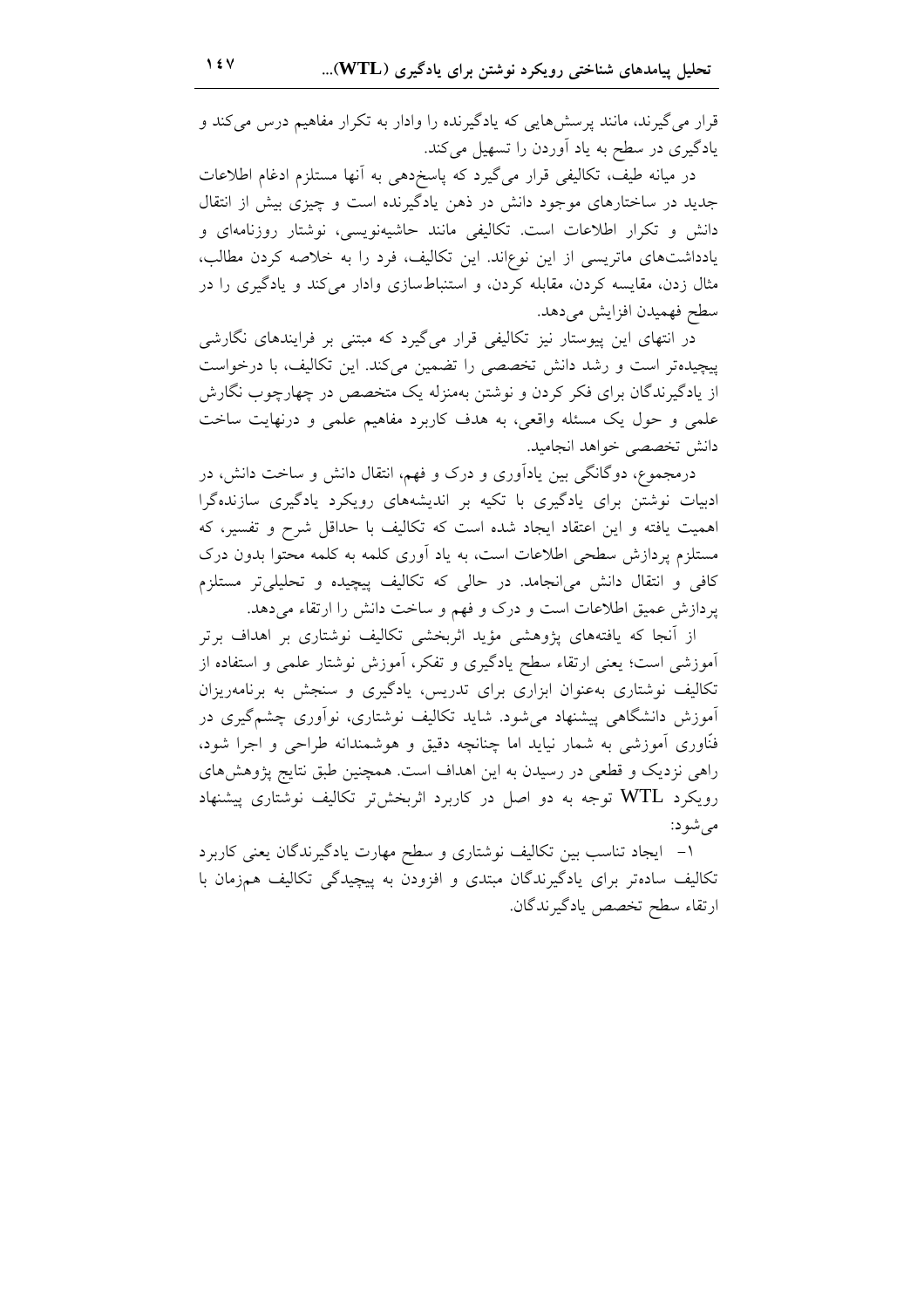قرار می‌گیرند، مانند پرسش‌هایی که یادگیرنده را وادار به تکرار مفاهیم درس می‌کند و یادگیری در سطح به یاد آوردن را تسهیل می‌کند.

در میانه طیف، تکالیفی قرار می‌گیرد که پاسخ‌دهی به آنها مستلزم ادغام اطلاعات جدید در ساختارهای موجود دانش در ذهن یادگیرنده است و چیزی بیش از انتقال دانش و تکرار اطلاعات است. تکالیفی مانند حاشیه‌نویسی، نوشتار روزنامه‌ای و یادداشت‌های ماتریسی از این نوع‌اند. این تکالیف، فرد را به خلاصه کردن مطالب، مثال زدن، مقایسه کردن، مقابله کردن، و استنباط‌سازی وادار می‌کند و یادگیری را در سطح فهمیدن افزایش می‌دهد.

در انتهای این پیوستار نیز تکالیفی قرار می‌گیرد که مبتنی بر فرایندهای نگارشی پیچیده‌تر است و رشد دانش تخصصی را تضمین می‌کند. این تکالیف، با درخواست از یادگیرندگان برای فکر کردن و نوشتن به‌منزله یک متخصص در چهارچوب نگارش علمی و حول یک مسئله واقعی، به هدف کاربرد مفاهیم علمی و درنهایت ساخت دانش تخصصی خواهد انجامید.

درمجموع، دوگانگی بین یادآوری و درک و فهم، انتقال دانش و ساخت دانش، در ادبیات نوشتن برای یادگیری با تکیه بر اندیشه‌های رویکرد یادگیری سازنده‌گرا اهمیت یافته و این اعتقاد ایجاد شده است که تکالیف با حداقل شرح و تفسیر، که مستلزم پردازش سطحی اطلاعات است، به یاد آوری کلمه به کلمه محتوا بدون درک کافی و انتقال دانش می‌انجامد. در حالی که تکالیف پیچیده و تحلیلی‌تر مستلزم پردازش عمیق اطلاعات است و درک و فهم و ساخت دانش را ارتقاء می‌دهد.

از آنجا که یافته‌های پژوهشی مؤید اثربخشی تکالیف نوشتاری بر اهداف برتر آموزشی است؛ یعنی ارتقاء سطح یادگیری و تفکر، آموزش نوشتار علمی و استفاده از تکالیف نوشتاری به‌عنوان ابزاری برای تدریس، یادگیری و سنجش به برنامه‌ریزان آموزش دانشگاهی پیشنهاد می‌شود. شاید تکالیف نوشتاری، نوآوری چشم‌گیری در فنّاوری آموزشی به شمار نیاید اما چنانچه دقیق و هوشمندانه طراحی و اجرا شود، راهی نزدیک و قطعی در رسیدن به این اهداف است. همچنین طبق نتایج پژوهش‌های رویکرد WTL توجه به دو اصل در کاربرد اثربخش‌تر تکالیف نوشتاری پیشنهاد می‌شود:

۱- ایجاد تناسب بین تکالیف نوشتاری و سطح مهارت یادگیرندگان یعنی کاربرد تکالیف ساده‌تر برای یادگیرندگان مبتدی و افزودن به پیچیدگی تکالیف هم‌زمان با ارتقاء سطح تخصص یادگیرندگان.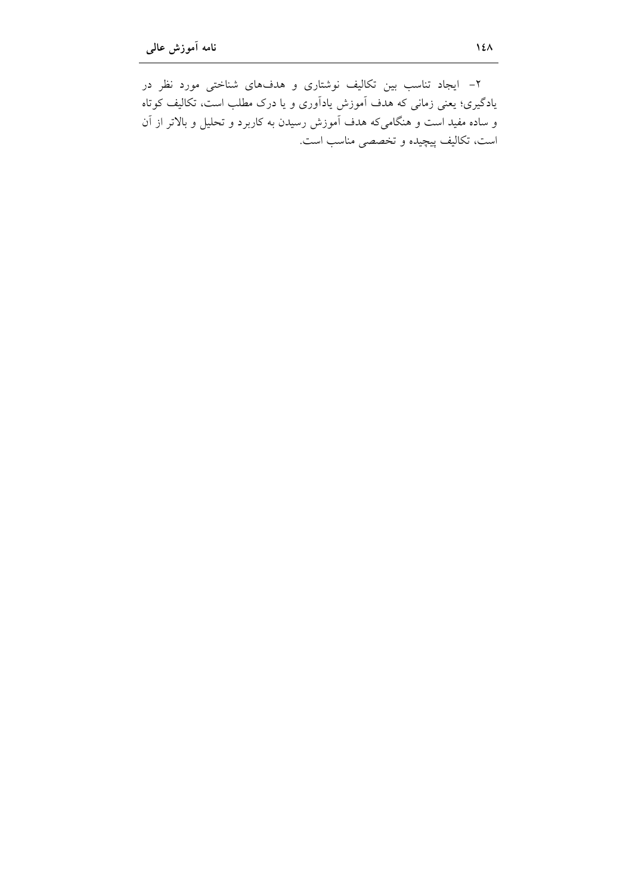۲- ایجاد تناسب بین تکالیف نوشتاری و هدف‌های شناختی مورد نظر در یادگیری؛ یعنی زمانی که هدف آموزش یادآوری و یا درک مطلب است، تکالیف کوتاه و ساده مفید است و هنگامی‌که هدف آموزش رسیدن به کاربرد و تحلیل و بالاتر از آن است، تکالیف پیچیده و تخصصی مناسب است.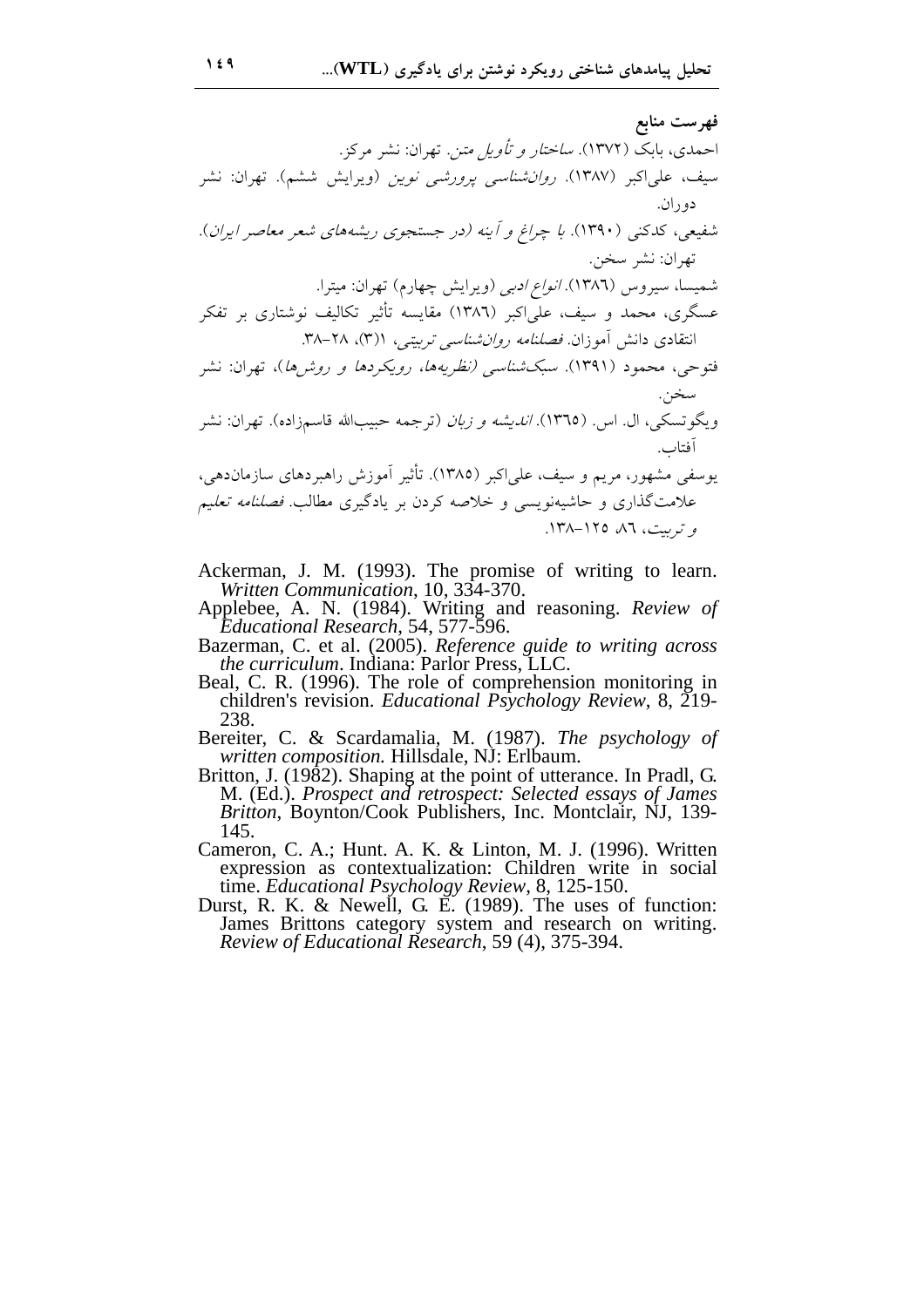## فهرست منابع

احمدی، بابک (۱۳۷۲). *ساختار و تأویل متن*. تهران: نشر مرکز.

سیف، علی‌اکبر (۱۳۸۷). *روان‌شناسی پرورشی نوین* (ویرایش ششم). تهران: نشر دوران.

شفیعی، کدکنی (۱۳۹۰). *با چراغ و آینه (در جستجوی ریشه‌های شعر معاصر ایران)*. تهران: نشر سخن.

شمیسا، سیروس (۱۳۸٦). *انواع ادبی* (ویرایش چهارم) تهران: میترا.

عسگری، محمد و سیف، علی‌اکبر (۱۳۸٦) مقایسه تأثیر تکالیف نوشتاری بر تفکر انتقادی دانش آموزان. *فصلنامه روان‌شناسی تربیتی*، ۱(۳)، ۲۸–۳۸.

فتوحی، محمود (۱۳۹۱). *سبک‌شناسی (نظریه‌ها، رویکردها و روش‌ها)*، تهران: نشر سخن.

ویگوتسکی، ال. اس. (۱۳٦۵). *اندیشه و زبان* (ترجمه حبیب‌الله قاسم‌زاده). تهران: نشر آفتاب.

یوسفی مشهور، مریم و سیف، علی‌اکبر (۱۳۸۵). تأثیر آموزش راهبردهای سازمان‌دهی، علامت‌گذاری و حاشیه‌نویسی و خلاصه کردن بر یادگیری مطالب. *فصلنامه تعلیم و تربیت*، ۸٦، ۱۲۵–۱۳۸.

Ackerman, J. M. (1993). The promise of writing to learn. *Written Communication*, 10, 334-370.

Applebee, A. N. (1984). Writing and reasoning. *Review of Educational Research*, 54, 577-596.

Bazerman, C. et al. (2005). *Reference guide to writing across the curriculum*. Indiana: Parlor Press, LLC.

Beal, C. R. (1996). The role of comprehension monitoring in children's revision. *Educational Psychology Review*, 8, 219-238.

Bereiter, C. & Scardamalia, M. (1987). *The psychology of written composition.* Hillsdale, NJ: Erlbaum.

Britton, J. (1982). Shaping at the point of utterance. In Pradl, G. M. (Ed.). *Prospect and retrospect: Selected essays of James Britton*, Boynton/Cook Publishers, Inc. Montclair, NJ, 139-145.

Cameron, C. A.; Hunt. A. K. & Linton, M. J. (1996). Written expression as contextualization: Children write in social time. *Educational Psychology Review*, 8, 125-150.

Durst, R. K. & Newell, G. E. (1989). The uses of function: James Brittons category system and research on writing. *Review of Educational Research*, 59 (4), 375-394.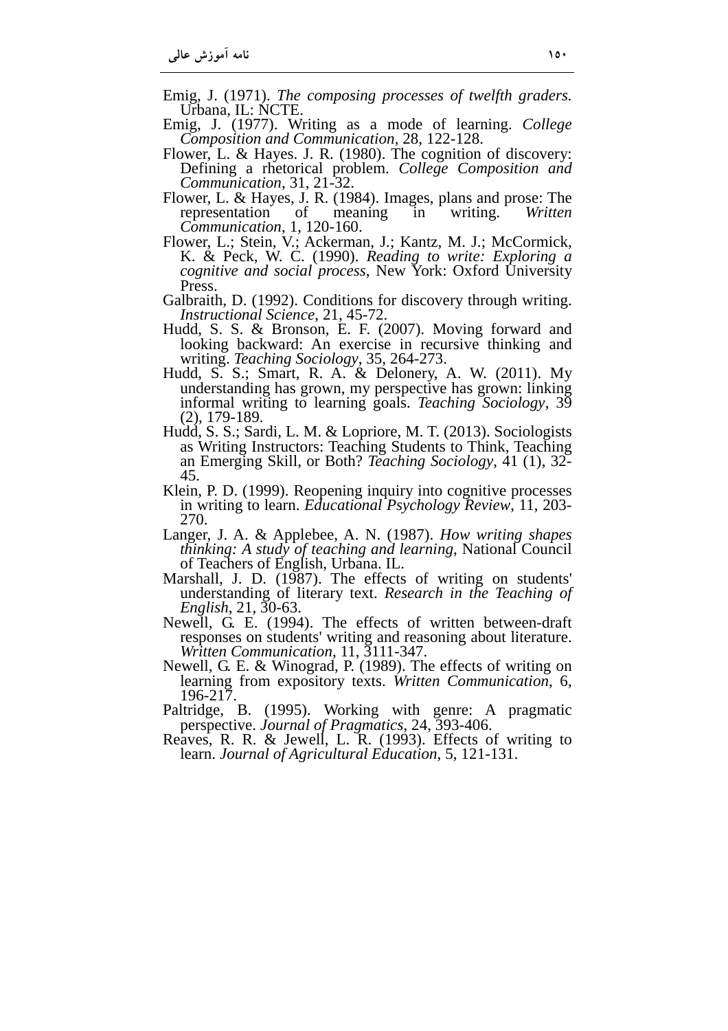Emig, J. (1971). *The composing processes of twelfth graders.* Urbana, IL: NCTE.

Emig, J. (1977). Writing as a mode of learning. *College Composition and Communication*, 28, 122-128.

Flower, L. & Hayes. J. R. (1980). The cognition of discovery: Defining a rhetorical problem. *College Composition and Communication*, 31, 21-32.

Flower, L. & Hayes, J. R. (1984). Images, plans and prose: The representation of meaning in writing. *Written Communication*, 1, 120-160.

Flower, L.; Stein, V.; Ackerman, J.; Kantz, M. J.; McCormick, K. & Peck, W. C. (1990). *Reading to write: Exploring a cognitive and social process*, New York: Oxford University Press.

Galbraith, D. (1992). Conditions for discovery through writing. *Instructional Science*, 21, 45-72.

Hudd, S. S. & Bronson, E. F. (2007). Moving forward and looking backward: An exercise in recursive thinking and writing. *Teaching Sociology*, 35, 264-273.

Hudd, S. S.; Smart, R. A. & Delonery, A. W. (2011). My understanding has grown, my perspective has grown: linking informal writing to learning goals. *Teaching Sociology*, 39 (2), 179-189.

Hudd, S. S.; Sardi, L. M. & Lopriore, M. T. (2013). Sociologists as Writing Instructors: Teaching Students to Think, Teaching an Emerging Skill, or Both? *Teaching Sociology*, 41 (1), 32-45.

Klein, P. D. (1999). Reopening inquiry into cognitive processes in writing to learn. *Educational Psychology Review*, 11, 203-270.

Langer, J. A. & Applebee, A. N. (1987). *How writing shapes thinking: A study of teaching and learning*, National Council of Teachers of English, Urbana. IL.

Marshall, J. D. (1987). The effects of writing on students' understanding of literary text. *Research in the Teaching of English*, 21, 30-63.

Newell, G. E. (1994). The effects of written between-draft responses on students' writing and reasoning about literature. *Written Communication*, 11, 3111-347.

Newell, G. E. & Winograd, P. (1989). The effects of writing on learning from expository texts. *Written Communication*, 6, 196-217.

Paltridge, B. (1995). Working with genre: A pragmatic perspective. *Journal of Pragmatics*, 24, 393-406.

Reaves, R. R. & Jewell, L. R. (1993). Effects of writing to learn. *Journal of Agricultural Education*, 5, 121-131.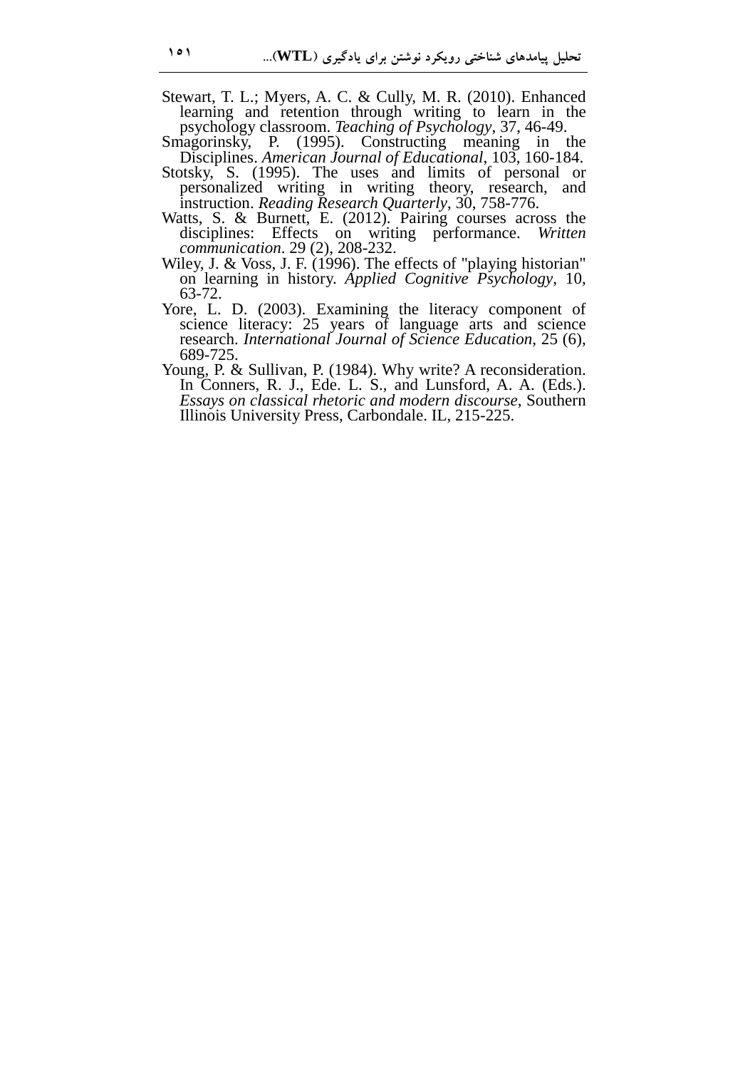Stewart, T. L.; Myers, A. C. & Cully, M. R. (2010). Enhanced learning and retention through writing to learn in the psychology classroom. *Teaching of Psychology*, 37, 46-49.

Smagorinsky, P. (1995). Constructing meaning in the Disciplines. *American Journal of Educational*, 103, 160-184.

Stotsky, S. (1995). The uses and limits of personal or personalized writing in writing theory, research, and instruction. *Reading Research Quarterly*, 30, 758-776.

Watts, S. & Burnett, E. (2012). Pairing courses across the disciplines: Effects on writing performance. *Written communication*. 29 (2), 208-232.

Wiley, J. & Voss, J. F. (1996). The effects of "playing historian" on learning in history. *Applied Cognitive Psychology*, 10, 63-72.

Yore, L. D. (2003). Examining the literacy component of science literacy: 25 years of language arts and science research. *International Journal of Science Education*, 25 (6), 689-725.

Young, P. & Sullivan, P. (1984). Why write? A reconsideration. In Conners, R. J., Ede. L. S., and Lunsford, A. A. (Eds.). *Essays on classical rhetoric and modern discourse*, Southern Illinois University Press, Carbondale. IL, 215-225.